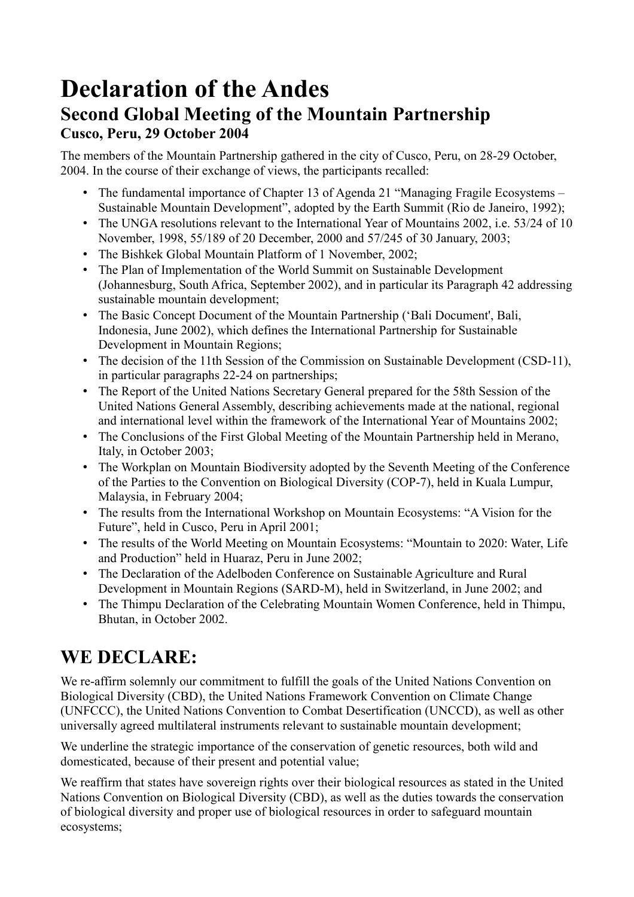# Declaration of the Andes

## Second Global Meeting of the Mountain Partnership

### Cusco, Peru, 29 October 2004

The members of the Mountain Partnership gathered in the city of Cusco, Peru, on 28-29 October, 2004. In the course of their exchange of views, the participants recalled:

- The fundamental importance of Chapter 13 of Agenda 21 "Managing Fragile Ecosystems – Sustainable Mountain Development", adopted by the Earth Summit (Rio de Janeiro, 1992);
- The UNGA resolutions relevant to the International Year of Mountains 2002, i.e. 53/24 of 10 November, 1998, 55/189 of 20 December, 2000 and 57/245 of 30 January, 2003;
- The Bishkek Global Mountain Platform of 1 November, 2002;
- The Plan of Implementation of the World Summit on Sustainable Development (Johannesburg, South Africa, September 2002), and in particular its Paragraph 42 addressing sustainable mountain development;
- The Basic Concept Document of the Mountain Partnership ('Bali Document', Bali, Indonesia, June 2002), which defines the International Partnership for Sustainable Development in Mountain Regions;
- The decision of the 11th Session of the Commission on Sustainable Development (CSD-11), in particular paragraphs 22-24 on partnerships;
- The Report of the United Nations Secretary General prepared for the 58th Session of the United Nations General Assembly, describing achievements made at the national, regional and international level within the framework of the International Year of Mountains 2002;
- The Conclusions of the First Global Meeting of the Mountain Partnership held in Merano, Italy, in October 2003;
- The Workplan on Mountain Biodiversity adopted by the Seventh Meeting of the Conference of the Parties to the Convention on Biological Diversity (COP-7), held in Kuala Lumpur, Malaysia, in February 2004;
- The results from the International Workshop on Mountain Ecosystems: "A Vision for the Future", held in Cusco, Peru in April 2001;
- The results of the World Meeting on Mountain Ecosystems: "Mountain to 2020: Water, Life and Production" held in Huaraz, Peru in June 2002;
- The Declaration of the Adelboden Conference on Sustainable Agriculture and Rural Development in Mountain Regions (SARD-M), held in Switzerland, in June 2002; and
- The Thimpu Declaration of the Celebrating Mountain Women Conference, held in Thimpu, Bhutan, in October 2002.

## WE DECLARE:

We re-affirm solemnly our commitment to fulfill the goals of the United Nations Convention on Biological Diversity (CBD), the United Nations Framework Convention on Climate Change (UNFCCC), the United Nations Convention to Combat Desertification (UNCCD), as well as other universally agreed multilateral instruments relevant to sustainable mountain development;

We underline the strategic importance of the conservation of genetic resources, both wild and domesticated, because of their present and potential value;

We reaffirm that states have sovereign rights over their biological resources as stated in the United Nations Convention on Biological Diversity (CBD), as well as the duties towards the conservation of biological diversity and proper use of biological resources in order to safeguard mountain ecosystems;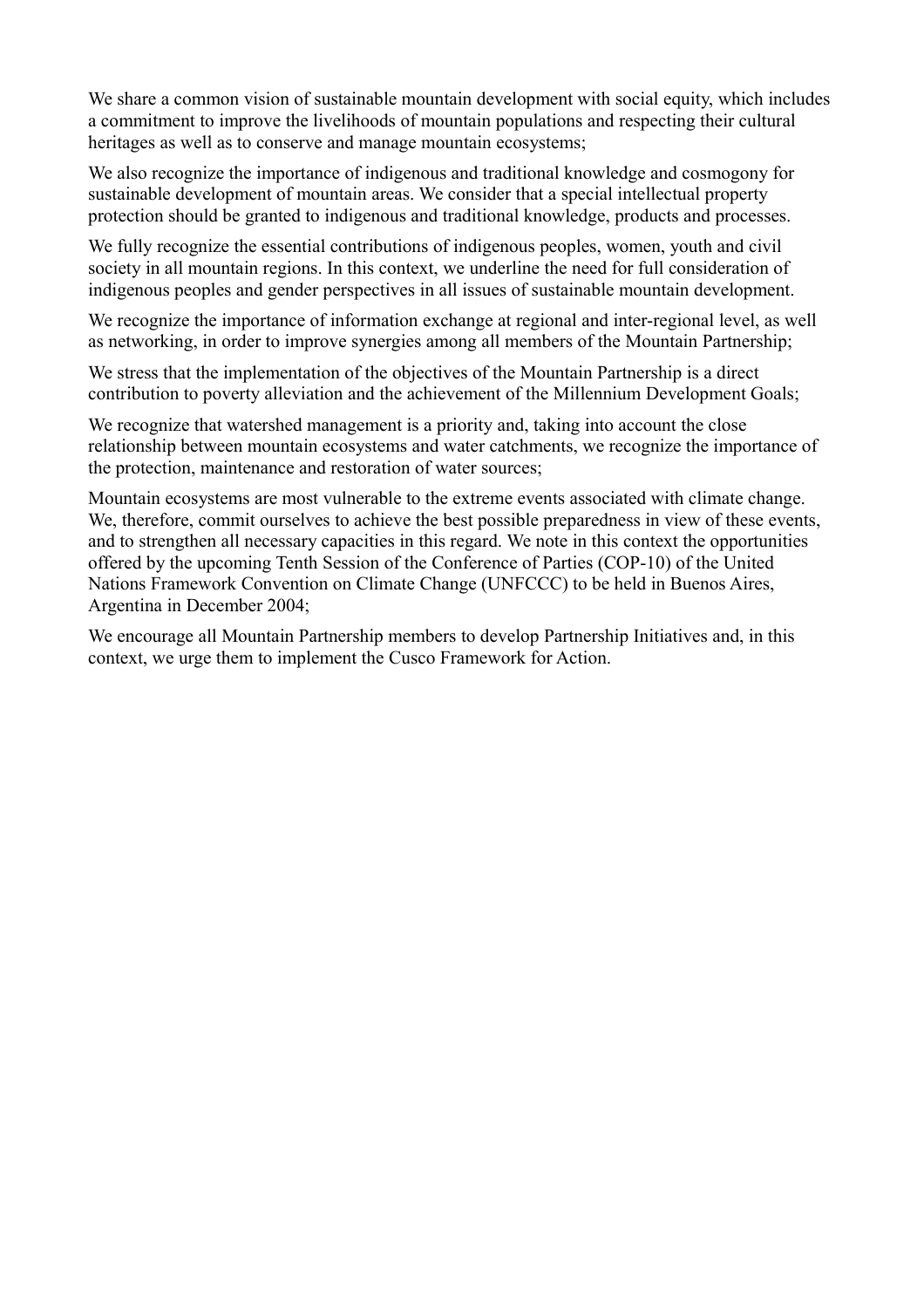We share a common vision of sustainable mountain development with social equity, which includes a commitment to improve the livelihoods of mountain populations and respecting their cultural heritages as well as to conserve and manage mountain ecosystems;

We also recognize the importance of indigenous and traditional knowledge and cosmogony for sustainable development of mountain areas. We consider that a special intellectual property protection should be granted to indigenous and traditional knowledge, products and processes.

We fully recognize the essential contributions of indigenous peoples, women, youth and civil society in all mountain regions. In this context, we underline the need for full consideration of indigenous peoples and gender perspectives in all issues of sustainable mountain development.

We recognize the importance of information exchange at regional and inter-regional level, as well as networking, in order to improve synergies among all members of the Mountain Partnership;

We stress that the implementation of the objectives of the Mountain Partnership is a direct contribution to poverty alleviation and the achievement of the Millennium Development Goals;

We recognize that watershed management is a priority and, taking into account the close relationship between mountain ecosystems and water catchments, we recognize the importance of the protection, maintenance and restoration of water sources;

Mountain ecosystems are most vulnerable to the extreme events associated with climate change. We, therefore, commit ourselves to achieve the best possible preparedness in view of these events, and to strengthen all necessary capacities in this regard. We note in this context the opportunities offered by the upcoming Tenth Session of the Conference of Parties (COP-10) of the United Nations Framework Convention on Climate Change (UNFCCC) to be held in Buenos Aires, Argentina in December 2004;

We encourage all Mountain Partnership members to develop Partnership Initiatives and, in this context, we urge them to implement the Cusco Framework for Action.